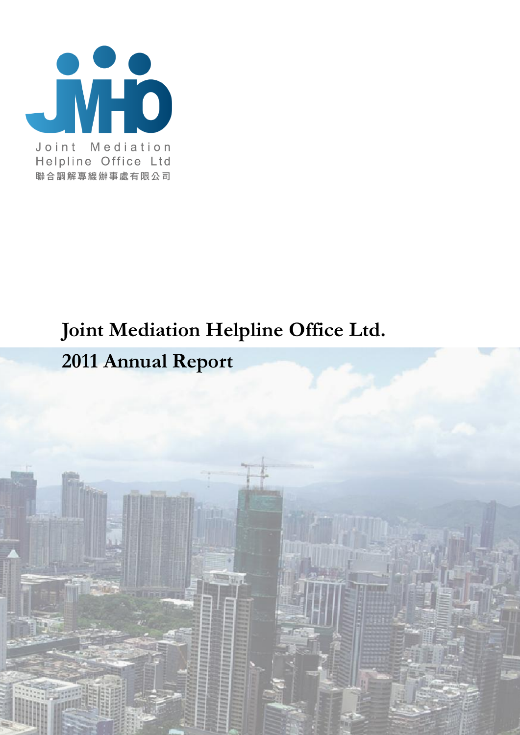Joint Mediation Helpline Office Ltd

聯合調解專線辦事處有限公司

# Joint Mediation Helpline Office Ltd.

## 2011 Annual Report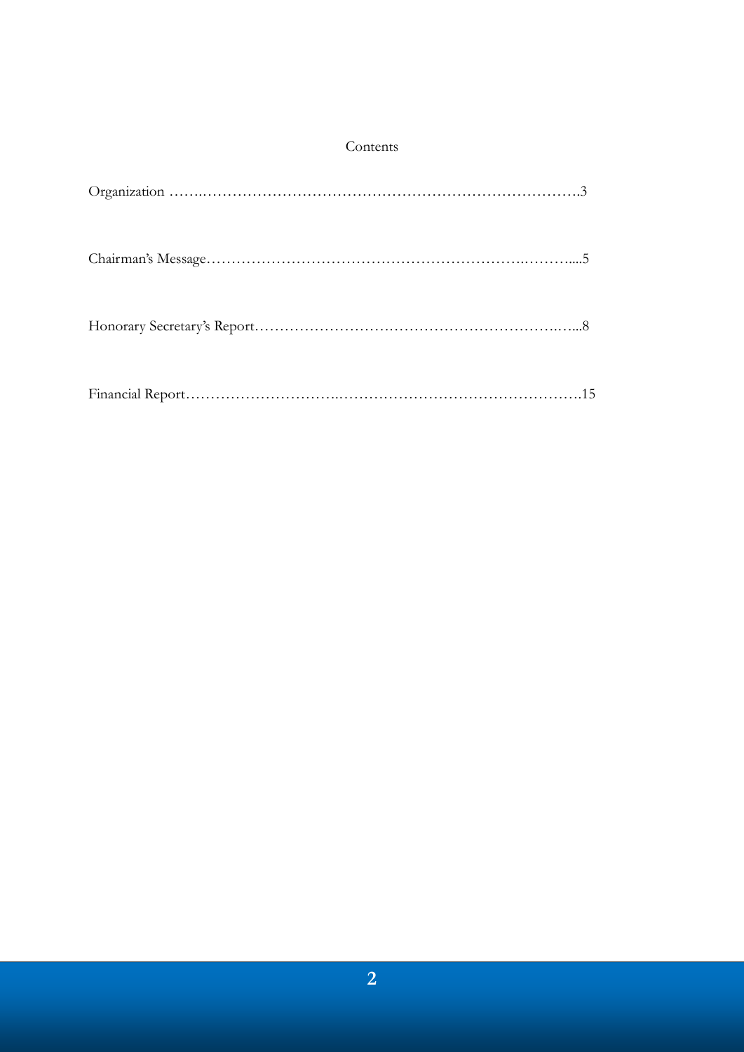# Contents

Organization ……..…………………………………………………………………….3

Chairman's Message……………………………………………………..……….....5

Honorary Secretary's Report…………………….……………………………..…...8

Financial Report…………………………..………………………………………….15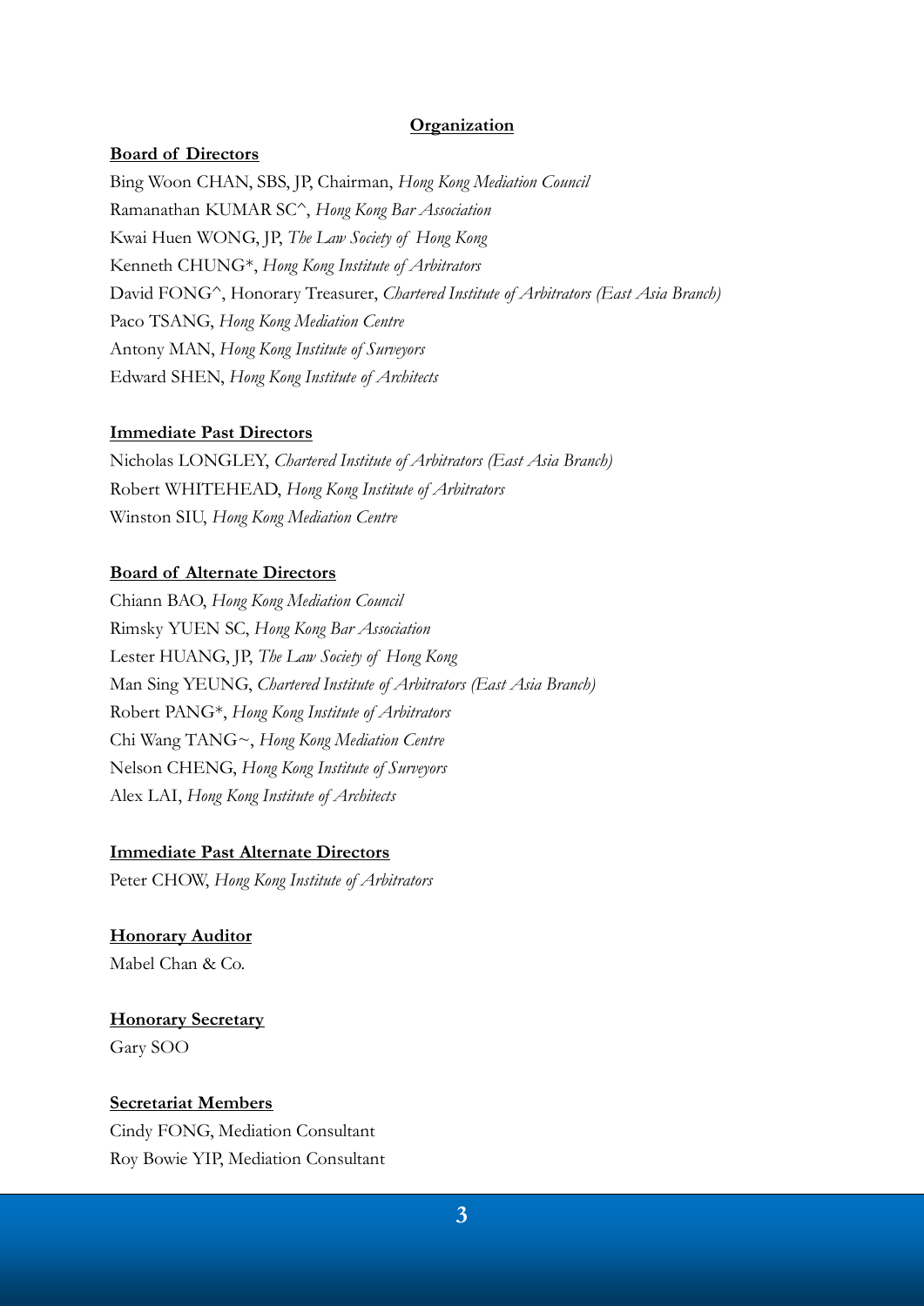## Organization

### Board of Directors

Bing Woon CHAN, SBS, JP, Chairman, *Hong Kong Mediation Council*
Ramanathan KUMAR SC^, *Hong Kong Bar Association*
Kwai Huen WONG, JP, *The Law Society of Hong Kong*
Kenneth CHUNG*, *Hong Kong Institute of Arbitrators*
David FONG^, Honorary Treasurer, *Chartered Institute of Arbitrators (East Asia Branch)*
Paco TSANG, *Hong Kong Mediation Centre*
Antony MAN, *Hong Kong Institute of Surveyors*
Edward SHEN, *Hong Kong Institute of Architects*

### Immediate Past Directors

Nicholas LONGLEY, *Chartered Institute of Arbitrators (East Asia Branch)*
Robert WHITEHEAD, *Hong Kong Institute of Arbitrators*
Winston SIU, *Hong Kong Mediation Centre*

### Board of Alternate Directors

Chiann BAO, *Hong Kong Mediation Council*
Rimsky YUEN SC, *Hong Kong Bar Association*
Lester HUANG, JP, *The Law Society of Hong Kong*
Man Sing YEUNG, *Chartered Institute of Arbitrators (East Asia Branch)*
Robert PANG*, *Hong Kong Institute of Arbitrators*
Chi Wang TANG~, *Hong Kong Mediation Centre*
Nelson CHENG, *Hong Kong Institute of Surveyors*
Alex LAI, *Hong Kong Institute of Architects*

### Immediate Past Alternate Directors

Peter CHOW, *Hong Kong Institute of Arbitrators*

### Honorary Auditor

Mabel Chan & Co.

### Honorary Secretary

Gary SOO

### Secretariat Members

Cindy FONG, Mediation Consultant
Roy Bowie YIP, Mediation Consultant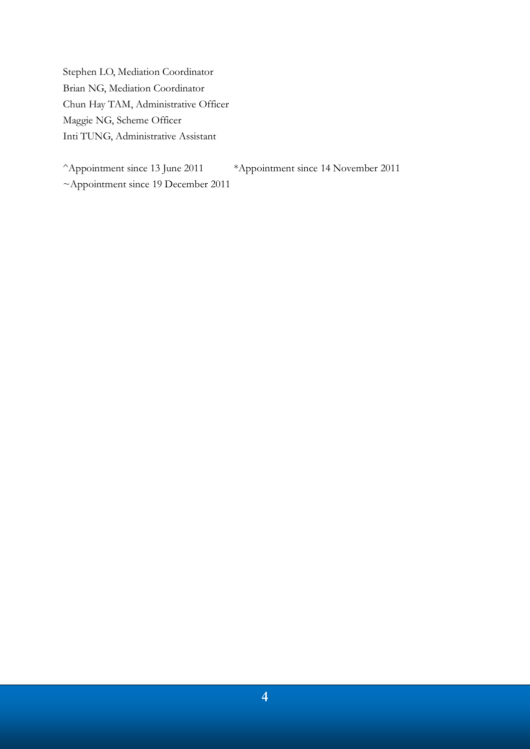Stephen LO, Mediation Coordinator
Brian NG, Mediation Coordinator
Chun Hay TAM, Administrative Officer
Maggie NG, Scheme Officer
Inti TUNG, Administrative Assistant

^Appointment since 13 June 2011 *Appointment since 14 November 2011
~Appointment since 19 December 2011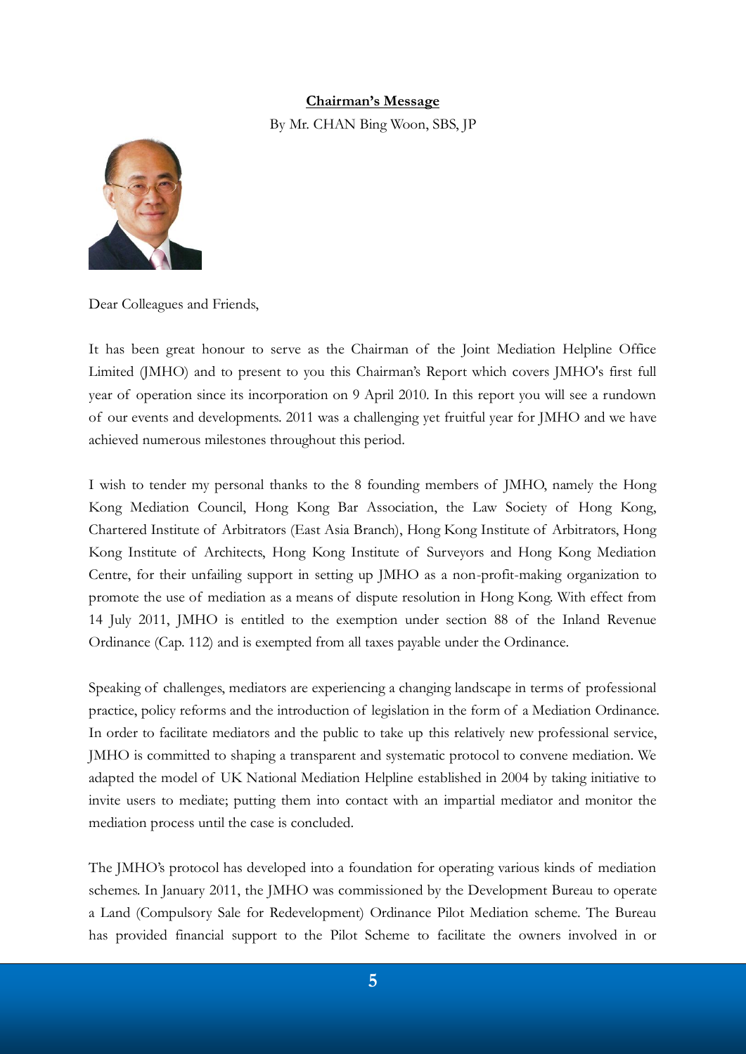## **Chairman's Message**

By Mr. CHAN Bing Woon, SBS, JP

Dear Colleagues and Friends,

It has been great honour to serve as the Chairman of the Joint Mediation Helpline Office Limited (JMHO) and to present to you this Chairman's Report which covers JMHO's first full year of operation since its incorporation on 9 April 2010. In this report you will see a rundown of our events and developments. 2011 was a challenging yet fruitful year for JMHO and we have achieved numerous milestones throughout this period.

I wish to tender my personal thanks to the 8 founding members of JMHO, namely the Hong Kong Mediation Council, Hong Kong Bar Association, the Law Society of Hong Kong, Chartered Institute of Arbitrators (East Asia Branch), Hong Kong Institute of Arbitrators, Hong Kong Institute of Architects, Hong Kong Institute of Surveyors and Hong Kong Mediation Centre, for their unfailing support in setting up JMHO as a non-profit-making organization to promote the use of mediation as a means of dispute resolution in Hong Kong. With effect from 14 July 2011, JMHO is entitled to the exemption under section 88 of the Inland Revenue Ordinance (Cap. 112) and is exempted from all taxes payable under the Ordinance.

Speaking of challenges, mediators are experiencing a changing landscape in terms of professional practice, policy reforms and the introduction of legislation in the form of a Mediation Ordinance. In order to facilitate mediators and the public to take up this relatively new professional service, JMHO is committed to shaping a transparent and systematic protocol to convene mediation. We adapted the model of UK National Mediation Helpline established in 2004 by taking initiative to invite users to mediate; putting them into contact with an impartial mediator and monitor the mediation process until the case is concluded.

The JMHO's protocol has developed into a foundation for operating various kinds of mediation schemes. In January 2011, the JMHO was commissioned by the Development Bureau to operate a Land (Compulsory Sale for Redevelopment) Ordinance Pilot Mediation scheme. The Bureau has provided financial support to the Pilot Scheme to facilitate the owners involved in or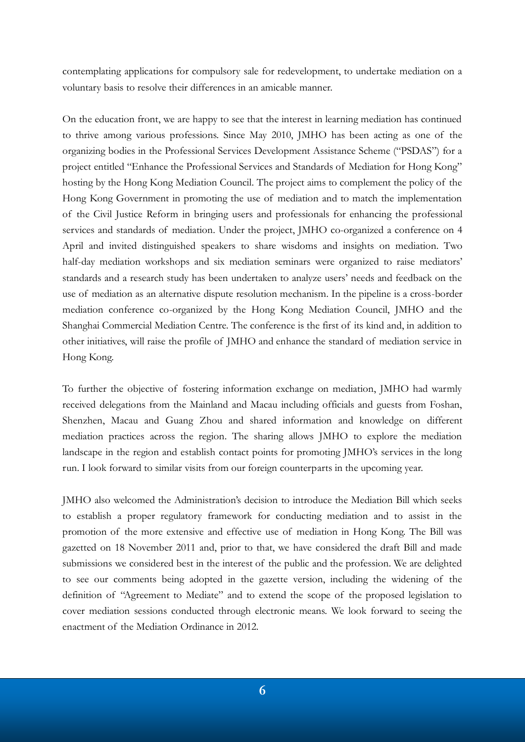contemplating applications for compulsory sale for redevelopment, to undertake mediation on a voluntary basis to resolve their differences in an amicable manner.

On the education front, we are happy to see that the interest in learning mediation has continued to thrive among various professions. Since May 2010, JMHO has been acting as one of the organizing bodies in the Professional Services Development Assistance Scheme ("PSDAS") for a project entitled "Enhance the Professional Services and Standards of Mediation for Hong Kong" hosting by the Hong Kong Mediation Council. The project aims to complement the policy of the Hong Kong Government in promoting the use of mediation and to match the implementation of the Civil Justice Reform in bringing users and professionals for enhancing the professional services and standards of mediation. Under the project, JMHO co-organized a conference on 4 April and invited distinguished speakers to share wisdoms and insights on mediation. Two half-day mediation workshops and six mediation seminars were organized to raise mediators' standards and a research study has been undertaken to analyze users' needs and feedback on the use of mediation as an alternative dispute resolution mechanism. In the pipeline is a cross-border mediation conference co-organized by the Hong Kong Mediation Council, JMHO and the Shanghai Commercial Mediation Centre. The conference is the first of its kind and, in addition to other initiatives, will raise the profile of JMHO and enhance the standard of mediation service in Hong Kong.

To further the objective of fostering information exchange on mediation, JMHO had warmly received delegations from the Mainland and Macau including officials and guests from Foshan, Shenzhen, Macau and Guang Zhou and shared information and knowledge on different mediation practices across the region. The sharing allows JMHO to explore the mediation landscape in the region and establish contact points for promoting JMHO's services in the long run. I look forward to similar visits from our foreign counterparts in the upcoming year.

JMHO also welcomed the Administration's decision to introduce the Mediation Bill which seeks to establish a proper regulatory framework for conducting mediation and to assist in the promotion of the more extensive and effective use of mediation in Hong Kong. The Bill was gazetted on 18 November 2011 and, prior to that, we have considered the draft Bill and made submissions we considered best in the interest of the public and the profession. We are delighted to see our comments being adopted in the gazette version, including the widening of the definition of "Agreement to Mediate" and to extend the scope of the proposed legislation to cover mediation sessions conducted through electronic means. We look forward to seeing the enactment of the Mediation Ordinance in 2012.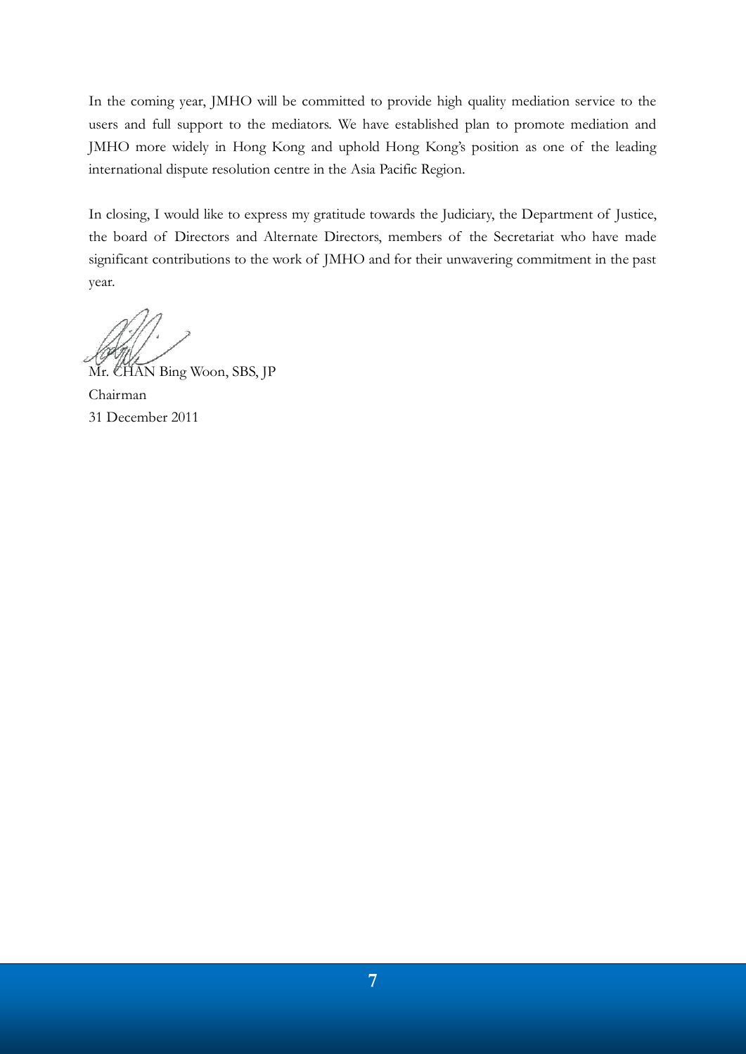In the coming year, JMHO will be committed to provide high quality mediation service to the users and full support to the mediators. We have established plan to promote mediation and JMHO more widely in Hong Kong and uphold Hong Kong's position as one of the leading international dispute resolution centre in the Asia Pacific Region.

In closing, I would like to express my gratitude towards the Judiciary, the Department of Justice, the board of Directors and Alternate Directors, members of the Secretariat who have made significant contributions to the work of JMHO and for their unwavering commitment in the past year.

Mr. CHAN Bing Woon, SBS, JP  
Chairman  
31 December 2011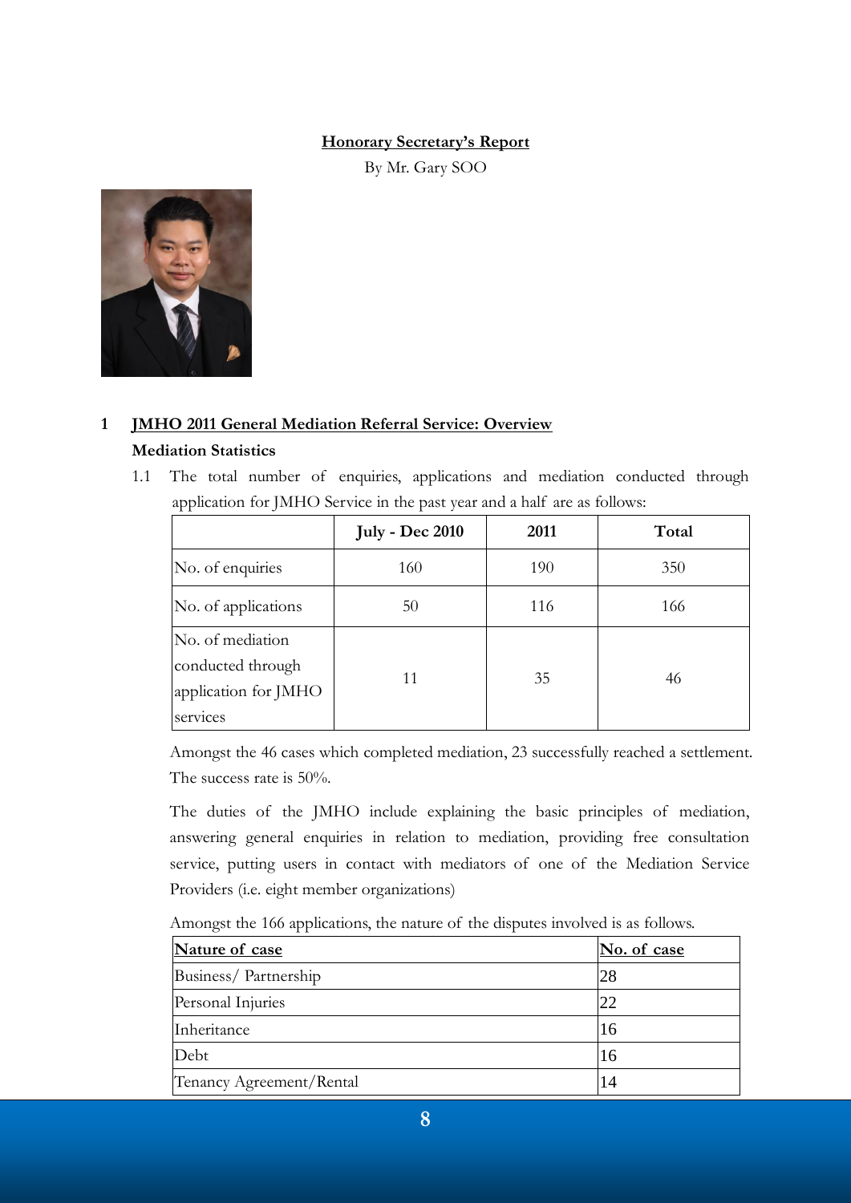## Honorary Secretary's Report

By Mr. Gary SOO

### 1 JMHO 2011 General Mediation Referral Service: Overview

**Mediation Statistics**

1.1 The total number of enquiries, applications and mediation conducted through application for JMHO Service in the past year and a half are as follows:

| | July - Dec 2010 | 2011 | Total |
|---|---|---|---|
| No. of enquiries | 160 | 190 | 350 |
| No. of applications | 50 | 116 | 166 |
| No. of mediation conducted through application for JMHO services | 11 | 35 | 46 |

Amongst the 46 cases which completed mediation, 23 successfully reached a settlement. The success rate is 50%.

The duties of the JMHO include explaining the basic principles of mediation, answering general enquiries in relation to mediation, providing free consultation service, putting users in contact with mediators of one of the Mediation Service Providers (i.e. eight member organizations)

Amongst the 166 applications, the nature of the disputes involved is as follows.

| Nature of case | No. of case |
|---|---|
| Business/ Partnership | 28 |
| Personal Injuries | 22 |
| Inheritance | 16 |
| Debt | 16 |
| Tenancy Agreement/Rental | 14 |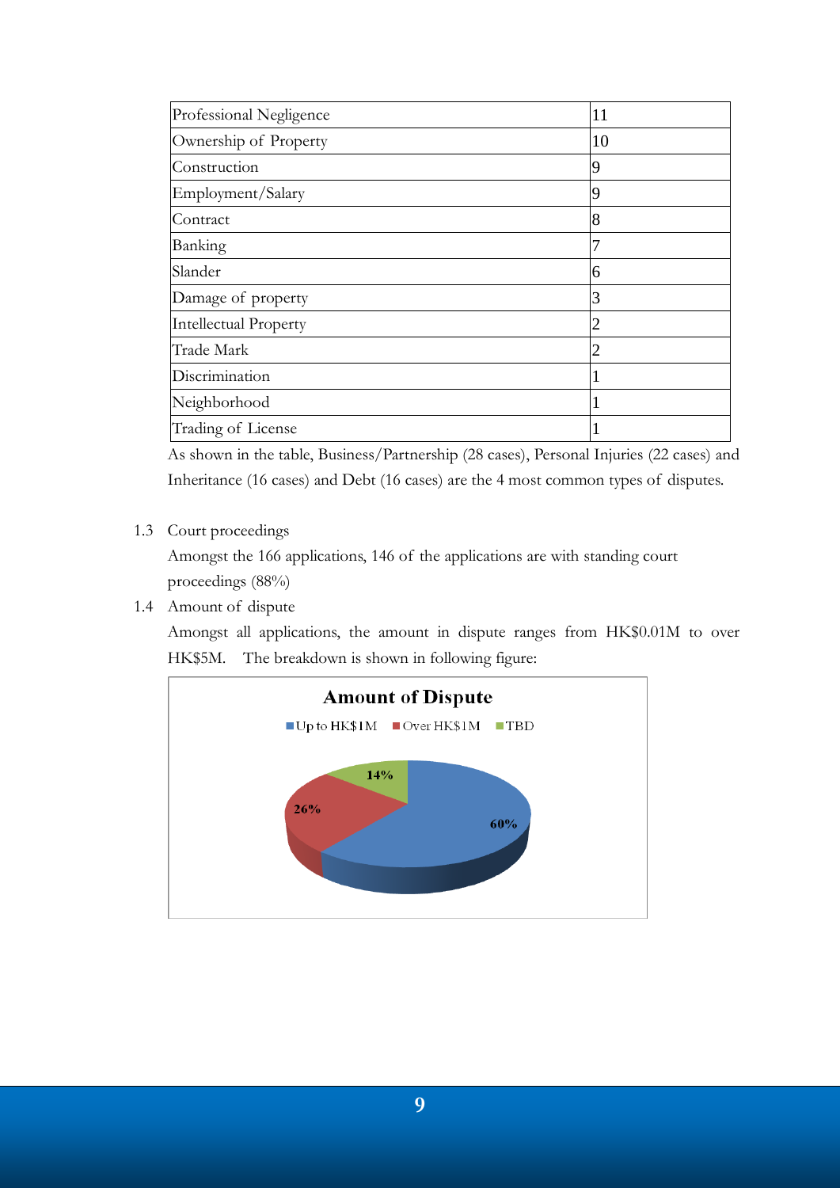| Professional Negligence | 11 |
|---|---|
| Ownership of Property | 10 |
| Construction | 9 |
| Employment/Salary | 9 |
| Contract | 8 |
| Banking | 7 |
| Slander | 6 |
| Damage of property | 3 |
| Intellectual Property | 2 |
| Trade Mark | 2 |
| Discrimination | 1 |
| Neighborhood | 1 |
| Trading of License | 1 |

As shown in the table, Business/Partnership (28 cases), Personal Injuries (22 cases) and Inheritance (16 cases) and Debt (16 cases) are the 4 most common types of disputes.

1.3 Court proceedings

Amongst the 166 applications, 146 of the applications are with standing court proceedings (88%)

1.4 Amount of dispute

Amongst all applications, the amount in dispute ranges from HK$0.01M to over HK$5M. The breakdown is shown in following figure:

**Amount of Dispute**

| Category | Percentage |
|---|---|
| Up to HK$1M | 60% |
| Over HK$1M | 26% |
| TBD | 14% |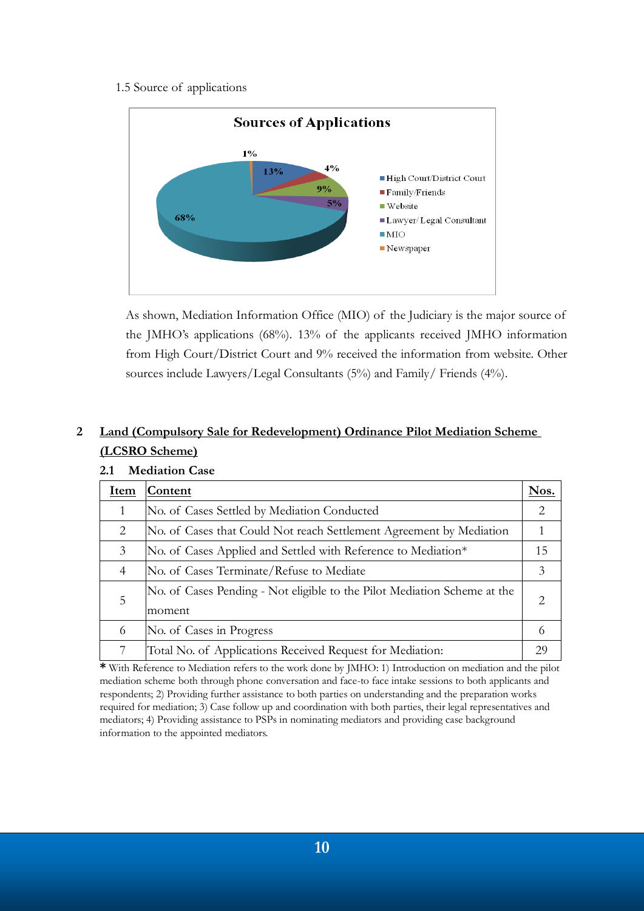1.5 Source of applications

**Sources of Applications**

- High Court/District Court: 13%
- Family/Friends: 4%
- Website: 9%
- Lawyer/Legal Consultant: 5%
- MIO: 68%
- Newspaper: 1%

As shown, Mediation Information Office (MIO) of the Judiciary is the major source of the JMHO's applications (68%). 13% of the applicants received JMHO information from High Court/District Court and 9% received the information from website. Other sources include Lawyers/Legal Consultants (5%) and Family/ Friends (4%).

## 2 Land (Compulsory Sale for Redevelopment) Ordinance Pilot Mediation Scheme (LCSRO Scheme)

### 2.1 Mediation Case

| Item | Content | Nos. |
|---|---|---|
| 1 | No. of Cases Settled by Mediation Conducted | 2 |
| 2 | No. of Cases that Could Not reach Settlement Agreement by Mediation | 1 |
| 3 | No. of Cases Applied and Settled with Reference to Mediation* | 15 |
| 4 | No. of Cases Terminate/Refuse to Mediate | 3 |
| 5 | No. of Cases Pending - Not eligible to the Pilot Mediation Scheme at the moment | 2 |
| 6 | No. of Cases in Progress | 6 |
| 7 | Total No. of Applications Received Request for Mediation: | 29 |

* With Reference to Mediation refers to the work done by JMHO: 1) Introduction on mediation and the pilot mediation scheme both through phone conversation and face-to face intake sessions to both applicants and respondents; 2) Providing further assistance to both parties on understanding and the preparation works required for mediation; 3) Case follow up and coordination with both parties, their legal representatives and mediators; 4) Providing assistance to PSPs in nominating mediators and providing case background information to the appointed mediators.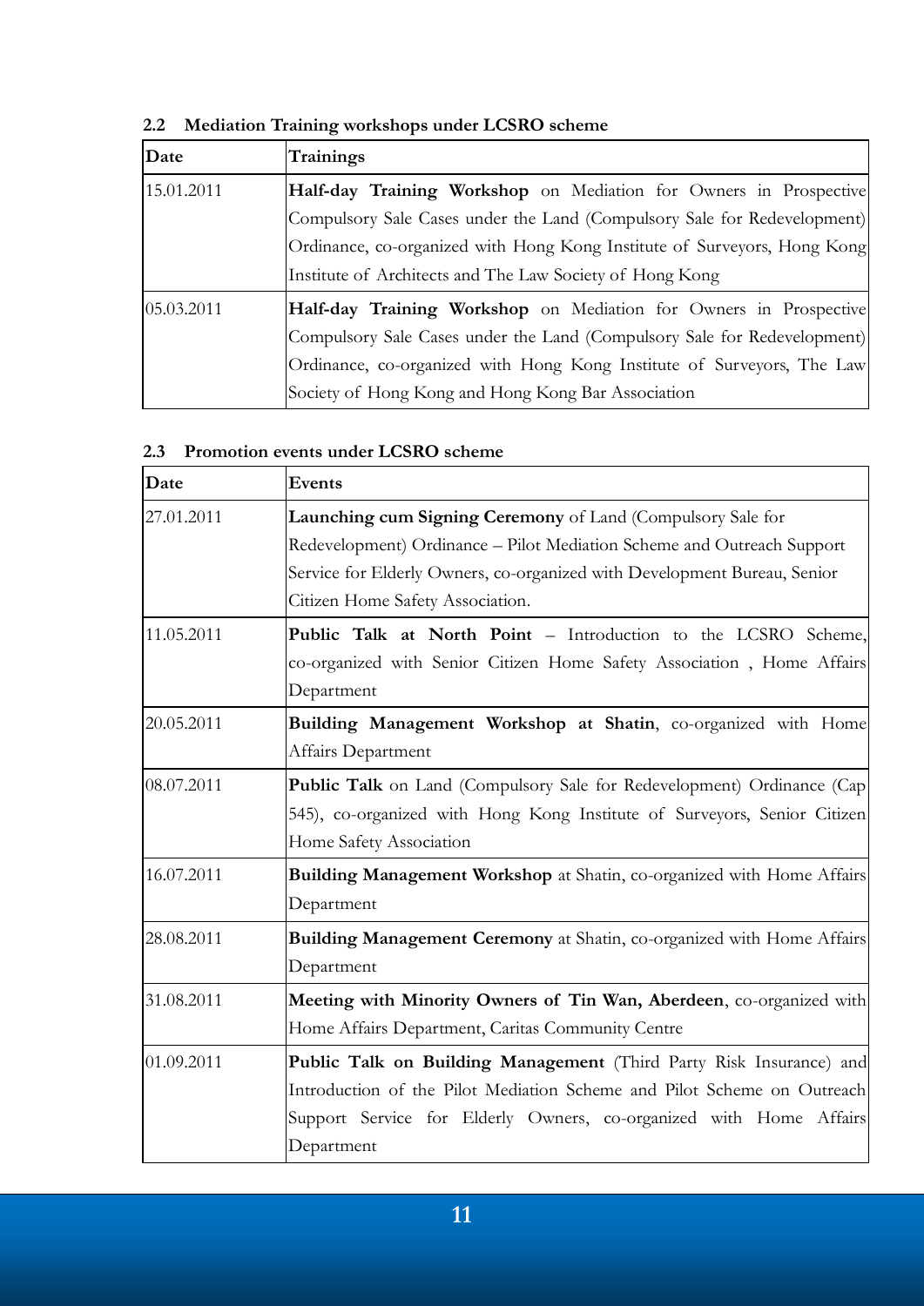### 2.2 Mediation Training workshops under LCSRO scheme

| Date | Trainings |
|---|---|
| 15.01.2011 | **Half-day Training Workshop** on Mediation for Owners in Prospective Compulsory Sale Cases under the Land (Compulsory Sale for Redevelopment) Ordinance, co-organized with Hong Kong Institute of Surveyors, Hong Kong Institute of Architects and The Law Society of Hong Kong |
| 05.03.2011 | **Half-day Training Workshop** on Mediation for Owners in Prospective Compulsory Sale Cases under the Land (Compulsory Sale for Redevelopment) Ordinance, co-organized with Hong Kong Institute of Surveyors, The Law Society of Hong Kong and Hong Kong Bar Association |

### 2.3 Promotion events under LCSRO scheme

| Date | Events |
|---|---|
| 27.01.2011 | **Launching cum Signing Ceremony** of Land (Compulsory Sale for Redevelopment) Ordinance – Pilot Mediation Scheme and Outreach Support Service for Elderly Owners, co-organized with Development Bureau, Senior Citizen Home Safety Association. |
| 11.05.2011 | **Public Talk at North Point** – Introduction to the LCSRO Scheme, co-organized with Senior Citizen Home Safety Association , Home Affairs Department |
| 20.05.2011 | **Building Management Workshop at Shatin**, co-organized with Home Affairs Department |
| 08.07.2011 | **Public Talk** on Land (Compulsory Sale for Redevelopment) Ordinance (Cap 545), co-organized with Hong Kong Institute of Surveyors, Senior Citizen Home Safety Association |
| 16.07.2011 | **Building Management Workshop** at Shatin, co-organized with Home Affairs Department |
| 28.08.2011 | **Building Management Ceremony** at Shatin, co-organized with Home Affairs Department |
| 31.08.2011 | **Meeting with Minority Owners of Tin Wan, Aberdeen**, co-organized with Home Affairs Department, Caritas Community Centre |
| 01.09.2011 | **Public Talk on Building Management** (Third Party Risk Insurance) and Introduction of the Pilot Mediation Scheme and Pilot Scheme on Outreach Support Service for Elderly Owners, co-organized with Home Affairs Department |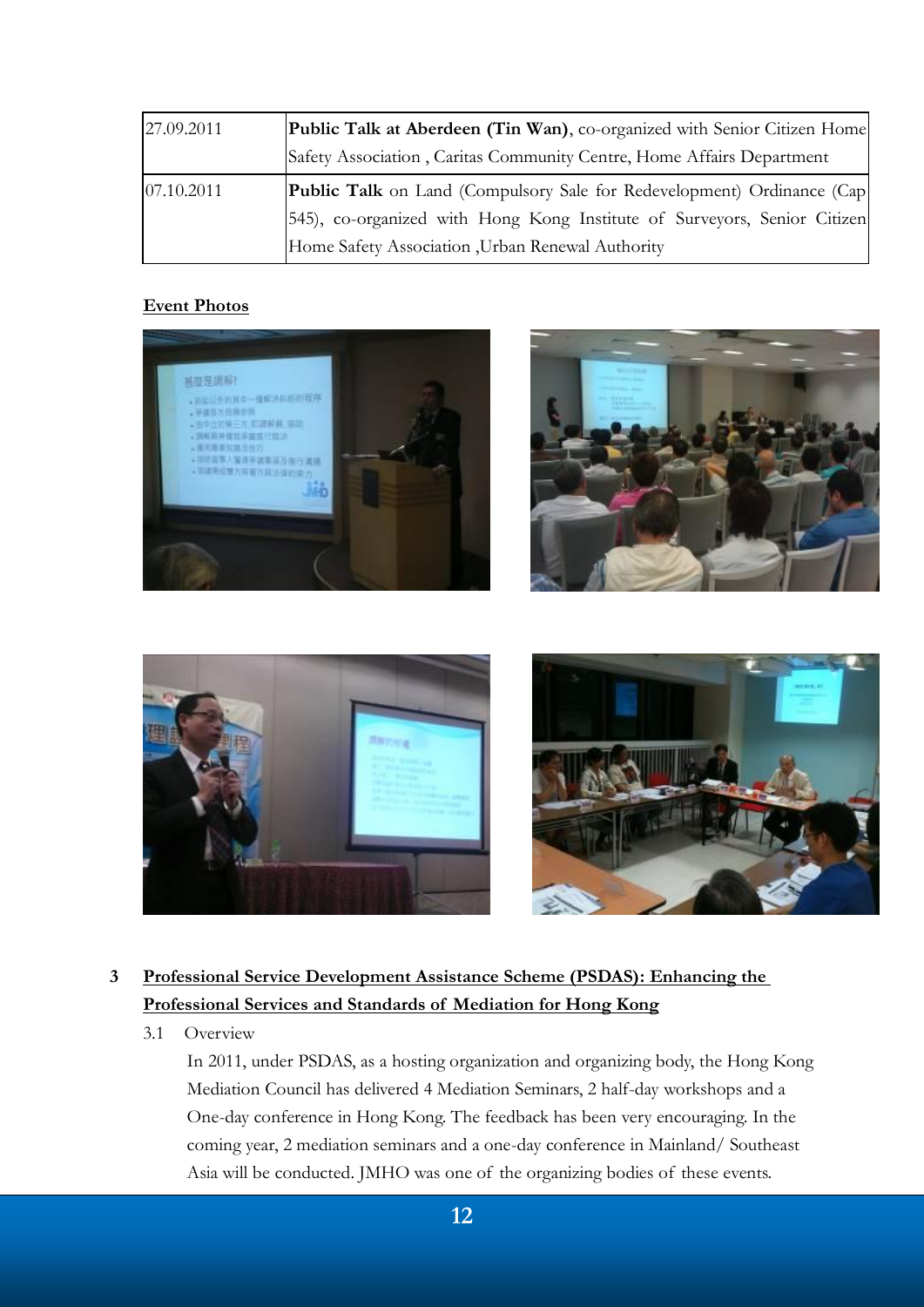| 27.09.2011 | **Public Talk at Aberdeen (Tin Wan)**, co-organized with Senior Citizen Home Safety Association , Caritas Community Centre, Home Affairs Department |
|---|---|
| 07.10.2011 | **Public Talk** on Land (Compulsory Sale for Redevelopment) Ordinance (Cap 545), co-organized with Hong Kong Institute of Surveyors, Senior Citizen Home Safety Association ,Urban Renewal Authority |

**Event Photos**

## 3 Professional Service Development Assistance Scheme (PSDAS): Enhancing the Professional Services and Standards of Mediation for Hong Kong

3.1 Overview

In 2011, under PSDAS, as a hosting organization and organizing body, the Hong Kong Mediation Council has delivered 4 Mediation Seminars, 2 half-day workshops and a One-day conference in Hong Kong. The feedback has been very encouraging. In the coming year, 2 mediation seminars and a one-day conference in Mainland/ Southeast Asia will be conducted. JMHO was one of the organizing bodies of these events.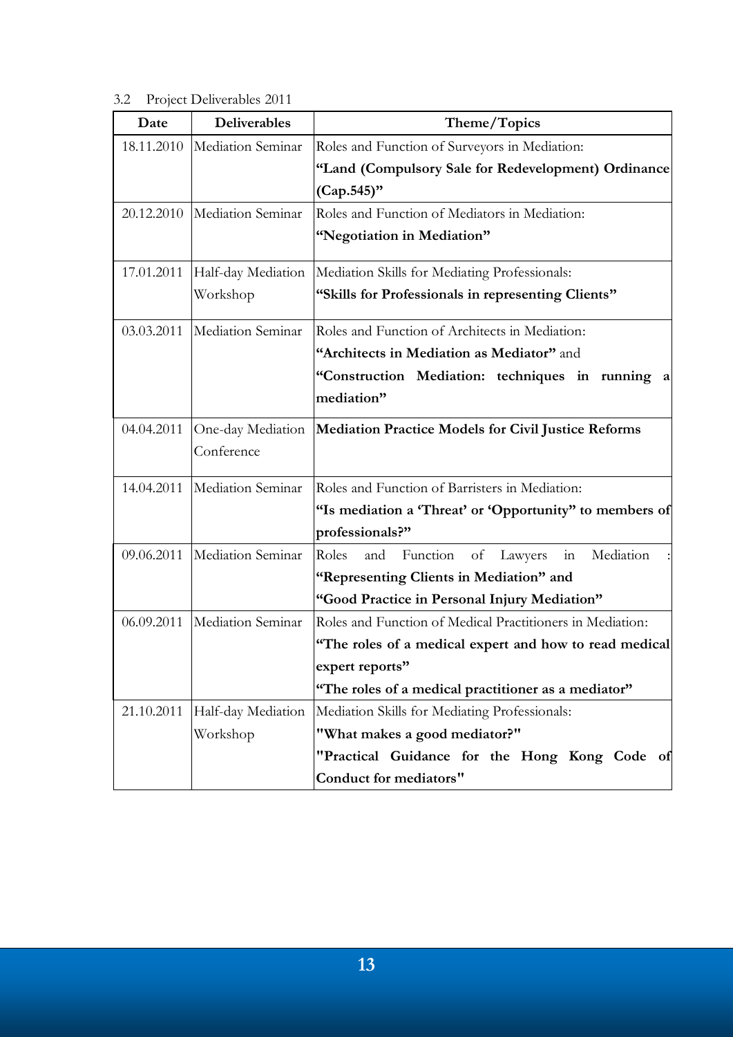3.2 Project Deliverables 2011

| Date | Deliverables | Theme/Topics |
|---|---|---|
| 18.11.2010 | Mediation Seminar | Roles and Function of Surveyors in Mediation:<br>**"Land (Compulsory Sale for Redevelopment) Ordinance (Cap.545)"** |
| 20.12.2010 | Mediation Seminar | Roles and Function of Mediators in Mediation:<br>**"Negotiation in Mediation"** |
| 17.01.2011 | Half-day Mediation Workshop | Mediation Skills for Mediating Professionals:<br>**"Skills for Professionals in representing Clients"** |
| 03.03.2011 | Mediation Seminar | Roles and Function of Architects in Mediation:<br>**"Architects in Mediation as Mediator"** and<br>**"Construction Mediation: techniques in running a mediation"** |
| 04.04.2011 | One-day Mediation Conference | **Mediation Practice Models for Civil Justice Reforms** |
| 14.04.2011 | Mediation Seminar | Roles and Function of Barristers in Mediation:<br>**"Is mediation a 'Threat' or 'Opportunity" to members of professionals?"** |
| 09.06.2011 | Mediation Seminar | Roles and Function of Lawyers in Mediation :<br>**"Representing Clients in Mediation" and**<br>**"Good Practice in Personal Injury Mediation"** |
| 06.09.2011 | Mediation Seminar | Roles and Function of Medical Practitioners in Mediation:<br>**"The roles of a medical expert and how to read medical expert reports"**<br>**"The roles of a medical practitioner as a mediator"** |
| 21.10.2011 | Half-day Mediation Workshop | Mediation Skills for Mediating Professionals:<br>**"What makes a good mediator?"**<br>**"Practical Guidance for the Hong Kong Code of Conduct for mediators"** |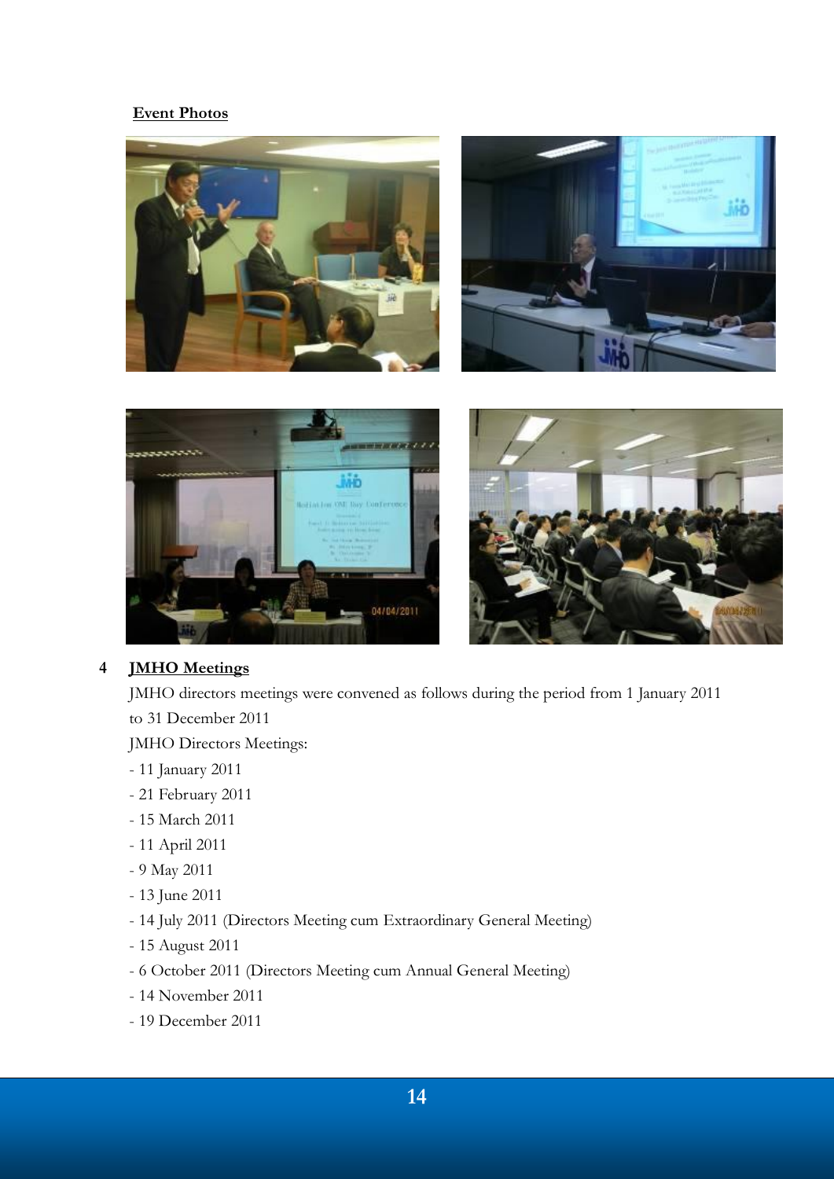**Event Photos**

## 4 JMHO Meetings

JMHO directors meetings were convened as follows during the period from 1 January 2011 to 31 December 2011

JMHO Directors Meetings:

- 11 January 2011
- 21 February 2011
- 15 March 2011
- 11 April 2011
- 9 May 2011
- 13 June 2011
- 14 July 2011 (Directors Meeting cum Extraordinary General Meeting)
- 15 August 2011
- 6 October 2011 (Directors Meeting cum Annual General Meeting)
- 14 November 2011
- 19 December 2011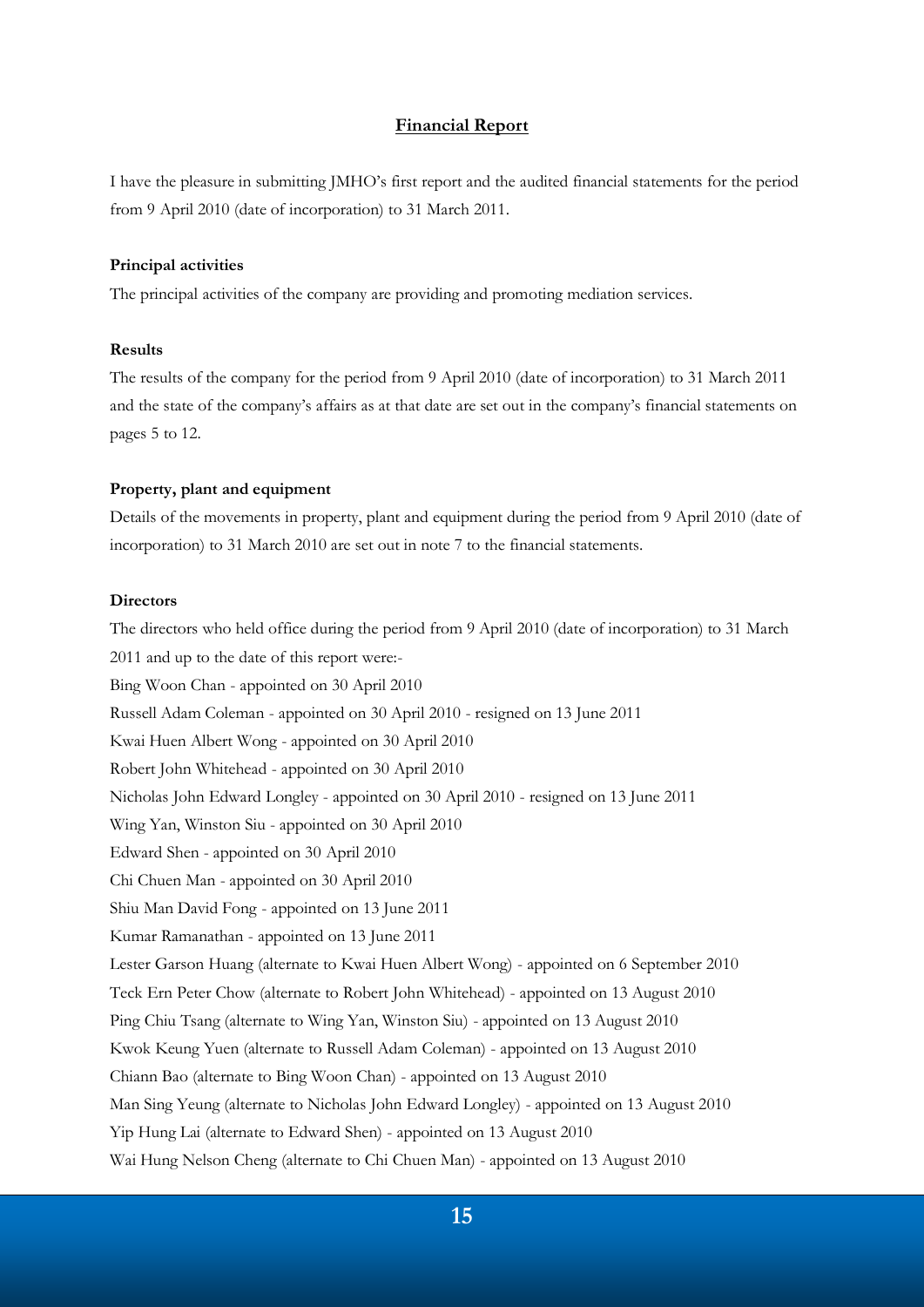## Financial Report

I have the pleasure in submitting JMHO's first report and the audited financial statements for the period from 9 April 2010 (date of incorporation) to 31 March 2011.

**Principal activities**

The principal activities of the company are providing and promoting mediation services.

**Results**

The results of the company for the period from 9 April 2010 (date of incorporation) to 31 March 2011 and the state of the company's affairs as at that date are set out in the company's financial statements on pages 5 to 12.

**Property, plant and equipment**

Details of the movements in property, plant and equipment during the period from 9 April 2010 (date of incorporation) to 31 March 2010 are set out in note 7 to the financial statements.

**Directors**

The directors who held office during the period from 9 April 2010 (date of incorporation) to 31 March 2011 and up to the date of this report were:-

Bing Woon Chan - appointed on 30 April 2010
Russell Adam Coleman - appointed on 30 April 2010 - resigned on 13 June 2011
Kwai Huen Albert Wong - appointed on 30 April 2010
Robert John Whitehead - appointed on 30 April 2010
Nicholas John Edward Longley - appointed on 30 April 2010 - resigned on 13 June 2011
Wing Yan, Winston Siu - appointed on 30 April 2010
Edward Shen - appointed on 30 April 2010
Chi Chuen Man - appointed on 30 April 2010
Shiu Man David Fong - appointed on 13 June 2011
Kumar Ramanathan - appointed on 13 June 2011
Lester Garson Huang (alternate to Kwai Huen Albert Wong) - appointed on 6 September 2010
Teck Ern Peter Chow (alternate to Robert John Whitehead) - appointed on 13 August 2010
Ping Chiu Tsang (alternate to Wing Yan, Winston Siu) - appointed on 13 August 2010
Kwok Keung Yuen (alternate to Russell Adam Coleman) - appointed on 13 August 2010
Chiann Bao (alternate to Bing Woon Chan) - appointed on 13 August 2010
Man Sing Yeung (alternate to Nicholas John Edward Longley) - appointed on 13 August 2010
Yip Hung Lai (alternate to Edward Shen) - appointed on 13 August 2010
Wai Hung Nelson Cheng (alternate to Chi Chuen Man) - appointed on 13 August 2010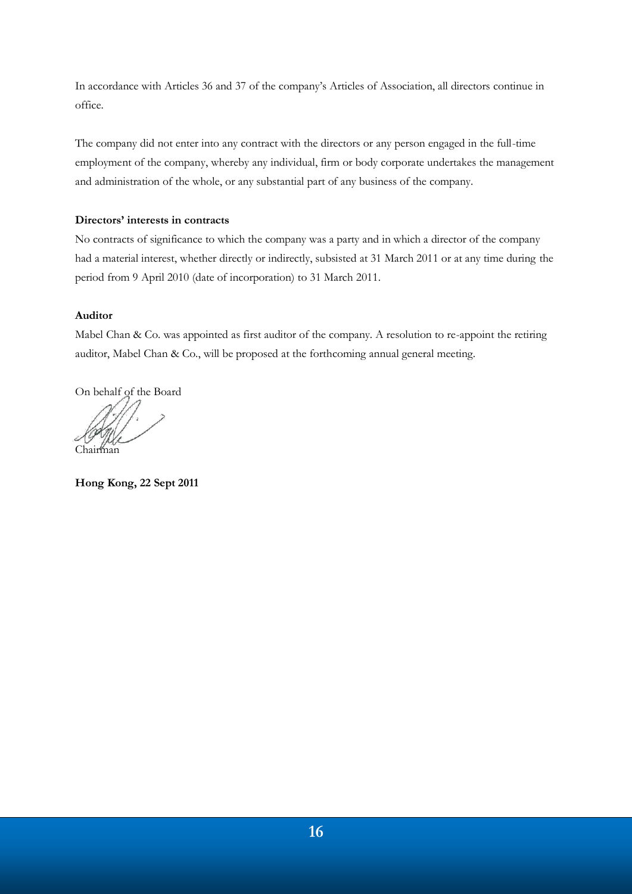In accordance with Articles 36 and 37 of the company's Articles of Association, all directors continue in office.

The company did not enter into any contract with the directors or any person engaged in the full-time employment of the company, whereby any individual, firm or body corporate undertakes the management and administration of the whole, or any substantial part of any business of the company.

**Directors' interests in contracts**

No contracts of significance to which the company was a party and in which a director of the company had a material interest, whether directly or indirectly, subsisted at 31 March 2011 or at any time during the period from 9 April 2010 (date of incorporation) to 31 March 2011.

**Auditor**

Mabel Chan & Co. was appointed as first auditor of the company. A resolution to re-appoint the retiring auditor, Mabel Chan & Co., will be proposed at the forthcoming annual general meeting.

On behalf of the Board

Chairman

**Hong Kong, 22 Sept 2011**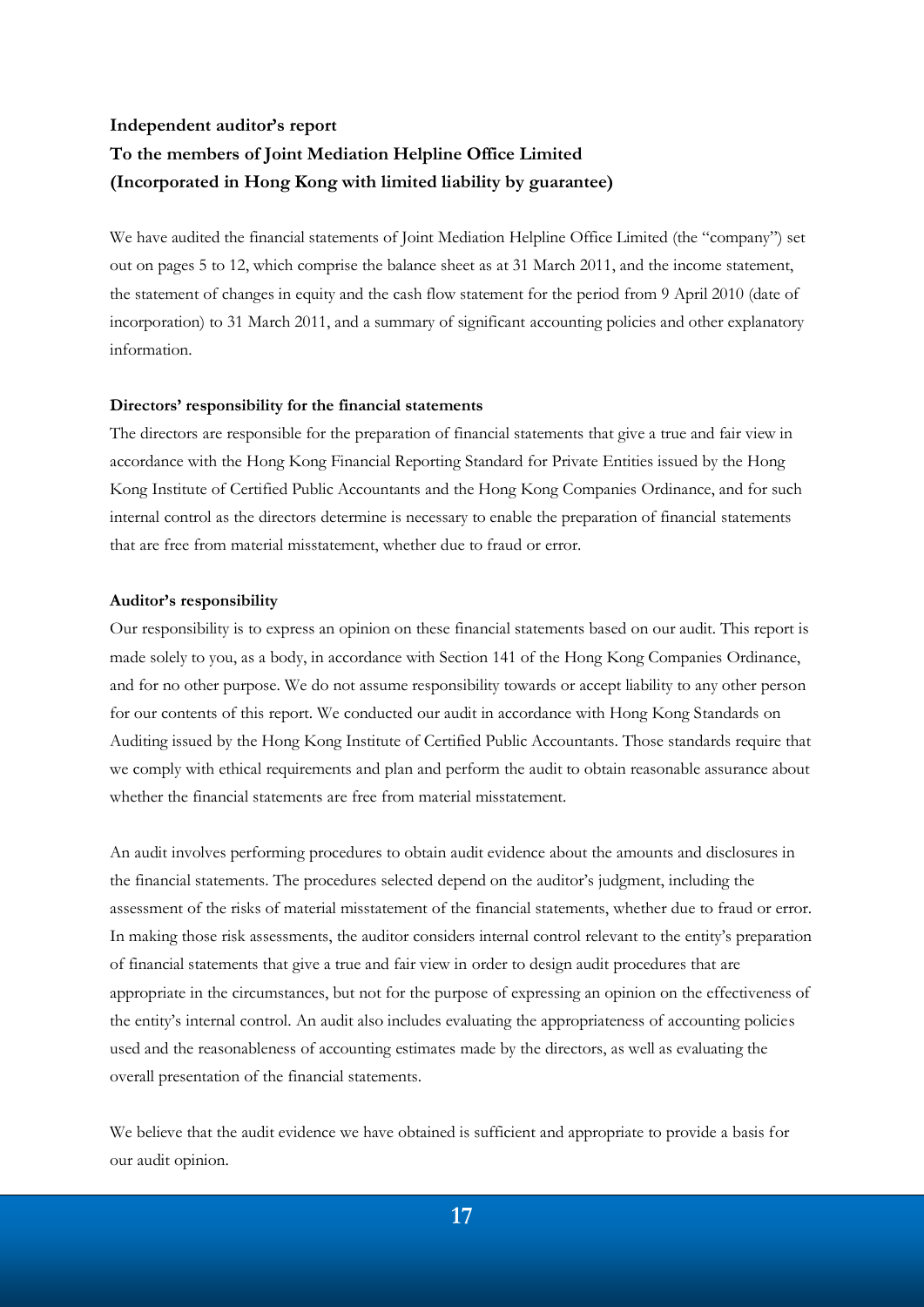**Independent auditor's report**
**To the members of Joint Mediation Helpline Office Limited**
**(Incorporated in Hong Kong with limited liability by guarantee)**

We have audited the financial statements of Joint Mediation Helpline Office Limited (the "company") set out on pages 5 to 12, which comprise the balance sheet as at 31 March 2011, and the income statement, the statement of changes in equity and the cash flow statement for the period from 9 April 2010 (date of incorporation) to 31 March 2011, and a summary of significant accounting policies and other explanatory information.

**Directors' responsibility for the financial statements**

The directors are responsible for the preparation of financial statements that give a true and fair view in accordance with the Hong Kong Financial Reporting Standard for Private Entities issued by the Hong Kong Institute of Certified Public Accountants and the Hong Kong Companies Ordinance, and for such internal control as the directors determine is necessary to enable the preparation of financial statements that are free from material misstatement, whether due to fraud or error.

**Auditor's responsibility**

Our responsibility is to express an opinion on these financial statements based on our audit. This report is made solely to you, as a body, in accordance with Section 141 of the Hong Kong Companies Ordinance, and for no other purpose. We do not assume responsibility towards or accept liability to any other person for our contents of this report. We conducted our audit in accordance with Hong Kong Standards on Auditing issued by the Hong Kong Institute of Certified Public Accountants. Those standards require that we comply with ethical requirements and plan and perform the audit to obtain reasonable assurance about whether the financial statements are free from material misstatement.

An audit involves performing procedures to obtain audit evidence about the amounts and disclosures in the financial statements. The procedures selected depend on the auditor's judgment, including the assessment of the risks of material misstatement of the financial statements, whether due to fraud or error. In making those risk assessments, the auditor considers internal control relevant to the entity's preparation of financial statements that give a true and fair view in order to design audit procedures that are appropriate in the circumstances, but not for the purpose of expressing an opinion on the effectiveness of the entity's internal control. An audit also includes evaluating the appropriateness of accounting policies used and the reasonableness of accounting estimates made by the directors, as well as evaluating the overall presentation of the financial statements.

We believe that the audit evidence we have obtained is sufficient and appropriate to provide a basis for our audit opinion.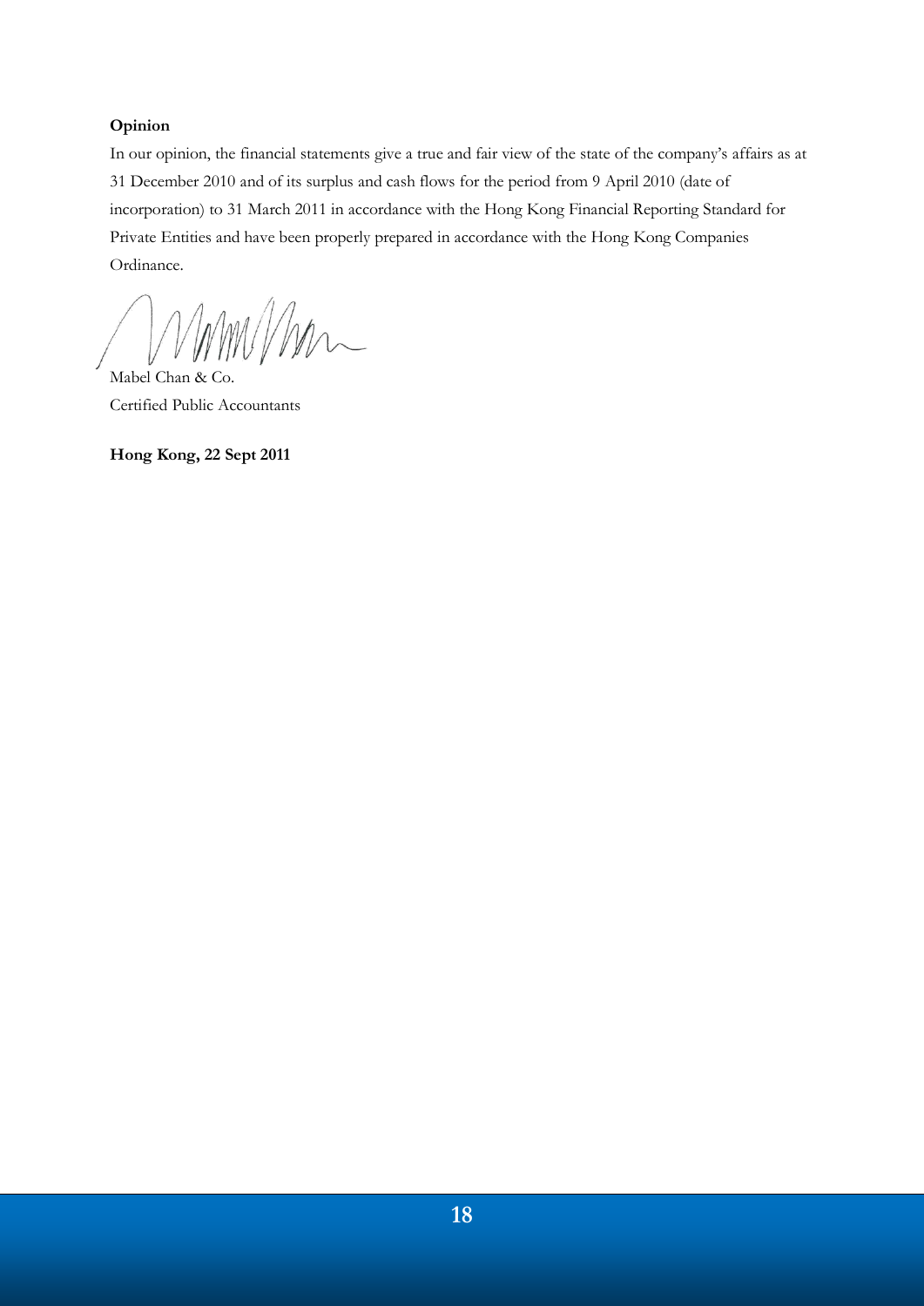**Opinion**

In our opinion, the financial statements give a true and fair view of the state of the company's affairs as at 31 December 2010 and of its surplus and cash flows for the period from 9 April 2010 (date of incorporation) to 31 March 2011 in accordance with the Hong Kong Financial Reporting Standard for Private Entities and have been properly prepared in accordance with the Hong Kong Companies Ordinance.

Mabel Chan & Co.
Certified Public Accountants

**Hong Kong, 22 Sept 2011**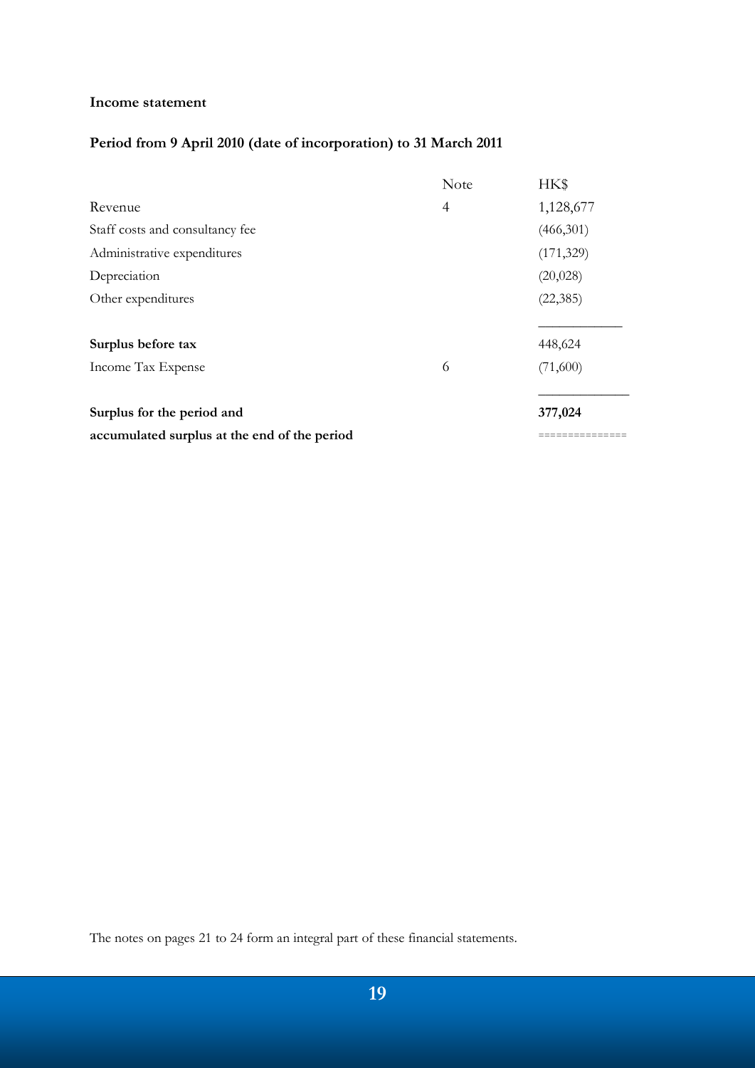**Income statement**

**Period from 9 April 2010 (date of incorporation) to 31 March 2011**

| | Note | HK$ |
|---|---|---|
| Revenue | 4 | 1,128,677 |
| Staff costs and consultancy fee | | (466,301) |
| Administrative expenditures | | (171,329) |
| Depreciation | | (20,028) |
| Other expenditures | | (22,385) |
| **Surplus before tax** | | 448,624 |
| Income Tax Expense | 6 | (71,600) |
| **Surplus for the period and accumulated surplus at the end of the period** | | **377,024** |

The notes on pages 21 to 24 form an integral part of these financial statements.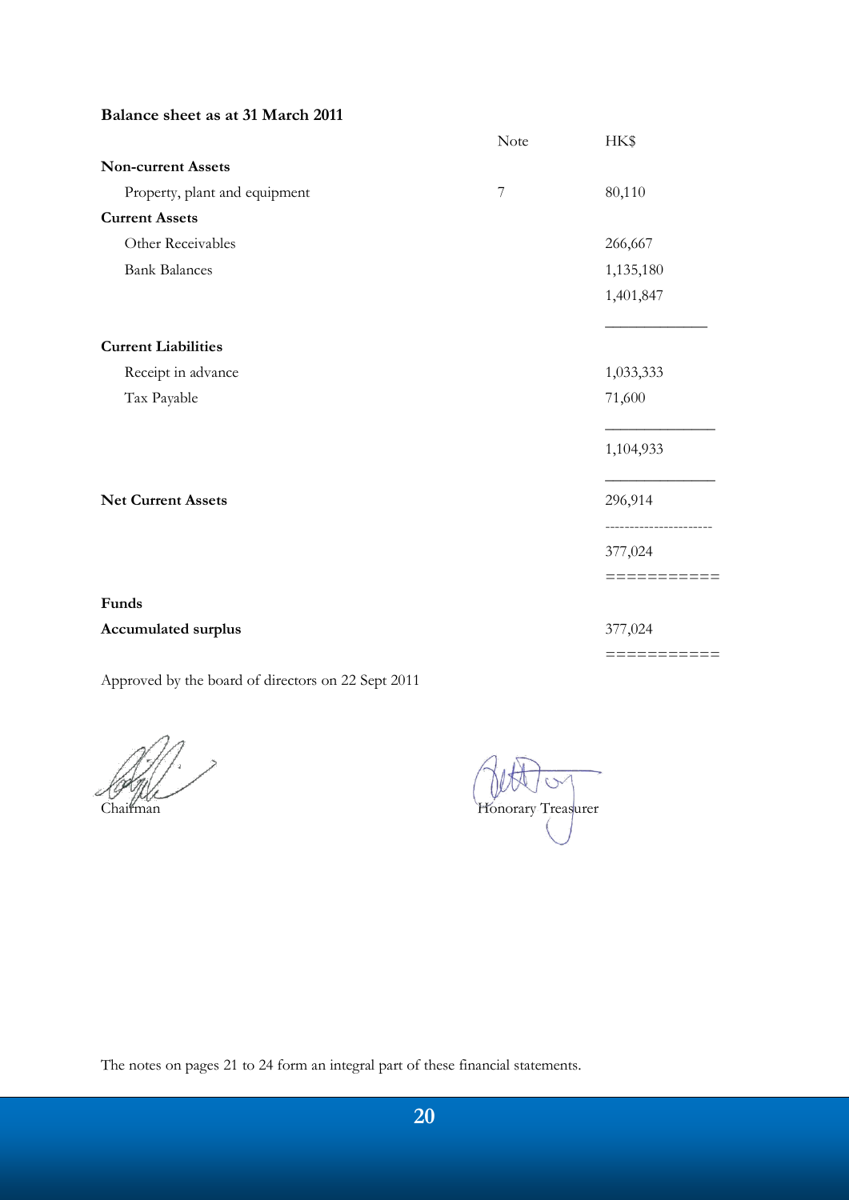**Balance sheet as at 31 March 2011**

| | Note | HK$ |
|---|---|---|
| **Non-current Assets** | | |
| Property, plant and equipment | 7 | 80,110 |
| **Current Assets** | | |
| Other Receivables | | 266,667 |
| Bank Balances | | 1,135,180 |
| | | 1,401,847 |
| **Current Liabilities** | | |
| Receipt in advance | | 1,033,333 |
| Tax Payable | | 71,600 |
| | | 1,104,933 |
| **Net Current Assets** | | 296,914 |
| | | 377,024 |
| **Funds** | | |
| **Accumulated surplus** | | 377,024 |

Approved by the board of directors on 22 Sept 2011

Chairman

Honorary Treasurer

The notes on pages 21 to 24 form an integral part of these financial statements.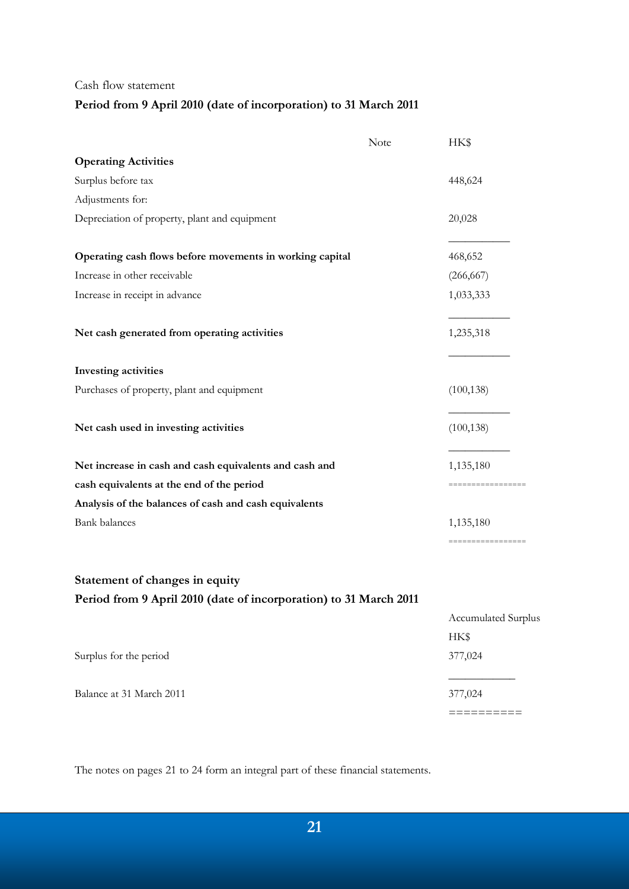Cash flow statement

**Period from 9 April 2010 (date of incorporation) to 31 March 2011**

| | Note | HK$ |
|---|---|---|
| **Operating Activities** | | |
| Surplus before tax | | 448,624 |
| Adjustments for: | | |
| Depreciation of property, plant and equipment | | 20,028 |
| **Operating cash flows before movements in working capital** | | 468,652 |
| Increase in other receivable | | (266,667) |
| Increase in receipt in advance | | 1,033,333 |
| **Net cash generated from operating activities** | | 1,235,318 |
| **Investing activities** | | |
| Purchases of property, plant and equipment | | (100,138) |
| **Net cash used in investing activities** | | (100,138) |
| **Net increase in cash and cash equivalents and cash and cash equivalents at the end of the period** | | 1,135,180 |
| **Analysis of the balances of cash and cash equivalents** | | |
| Bank balances | | 1,135,180 |

**Statement of changes in equity**

**Period from 9 April 2010 (date of incorporation) to 31 March 2011**

| | Accumulated Surplus HK$ |
|---|---|
| Surplus for the period | 377,024 |
| Balance at 31 March 2011 | 377,024 |

The notes on pages 21 to 24 form an integral part of these financial statements.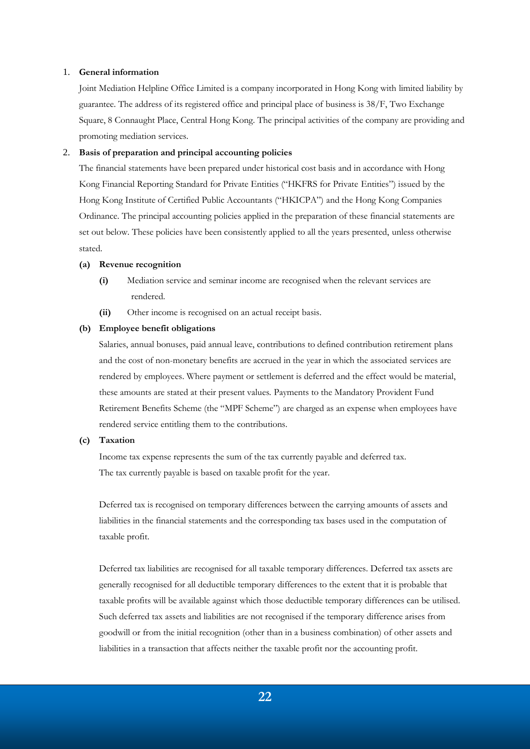1. **General information**

   Joint Mediation Helpline Office Limited is a company incorporated in Hong Kong with limited liability by guarantee. The address of its registered office and principal place of business is 38/F, Two Exchange Square, 8 Connaught Place, Central Hong Kong. The principal activities of the company are providing and promoting mediation services.

2. **Basis of preparation and principal accounting policies**

   The financial statements have been prepared under historical cost basis and in accordance with Hong Kong Financial Reporting Standard for Private Entities ("HKFRS for Private Entities") issued by the Hong Kong Institute of Certified Public Accountants ("HKICPA") and the Hong Kong Companies Ordinance. The principal accounting policies applied in the preparation of these financial statements are set out below. These policies have been consistently applied to all the years presented, unless otherwise stated.

   **(a) Revenue recognition**

   - **(i)** Mediation service and seminar income are recognised when the relevant services are rendered.
   - **(ii)** Other income is recognised on an actual receipt basis.

   **(b) Employee benefit obligations**

   Salaries, annual bonuses, paid annual leave, contributions to defined contribution retirement plans and the cost of non-monetary benefits are accrued in the year in which the associated services are rendered by employees. Where payment or settlement is deferred and the effect would be material, these amounts are stated at their present values. Payments to the Mandatory Provident Fund Retirement Benefits Scheme (the "MPF Scheme") are charged as an expense when employees have rendered service entitling them to the contributions.

   **(c) Taxation**

   Income tax expense represents the sum of the tax currently payable and deferred tax. The tax currently payable is based on taxable profit for the year.

   Deferred tax is recognised on temporary differences between the carrying amounts of assets and liabilities in the financial statements and the corresponding tax bases used in the computation of taxable profit.

   Deferred tax liabilities are recognised for all taxable temporary differences. Deferred tax assets are generally recognised for all deductible temporary differences to the extent that it is probable that taxable profits will be available against which those deductible temporary differences can be utilised. Such deferred tax assets and liabilities are not recognised if the temporary difference arises from goodwill or from the initial recognition (other than in a business combination) of other assets and liabilities in a transaction that affects neither the taxable profit nor the accounting profit.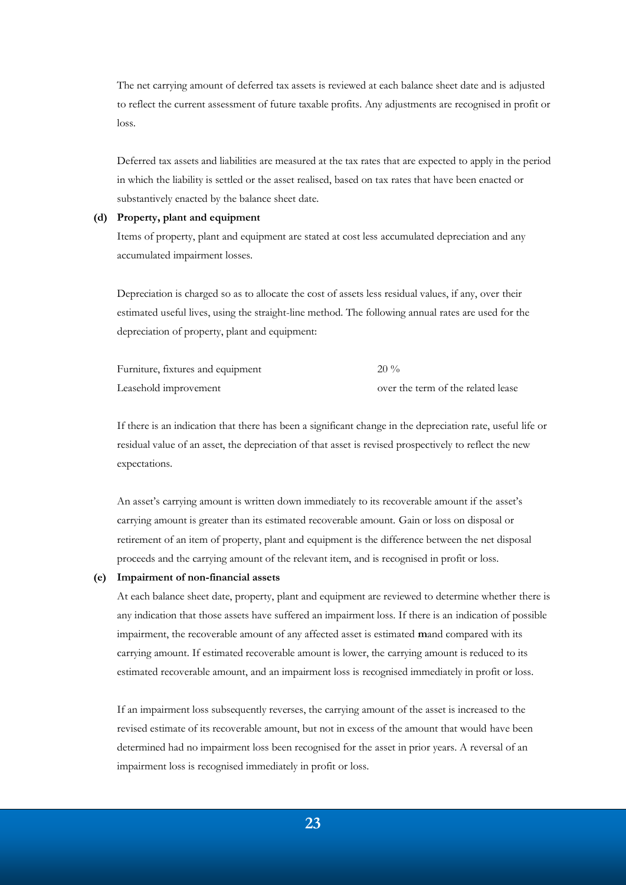The net carrying amount of deferred tax assets is reviewed at each balance sheet date and is adjusted to reflect the current assessment of future taxable profits. Any adjustments are recognised in profit or loss.

Deferred tax assets and liabilities are measured at the tax rates that are expected to apply in the period in which the liability is settled or the asset realised, based on tax rates that have been enacted or substantively enacted by the balance sheet date.

**(d) Property, plant and equipment**

Items of property, plant and equipment are stated at cost less accumulated depreciation and any accumulated impairment losses.

Depreciation is charged so as to allocate the cost of assets less residual values, if any, over their estimated useful lives, using the straight-line method. The following annual rates are used for the depreciation of property, plant and equipment:

| | |
|---|---|
| Furniture, fixtures and equipment | 20 % |
| Leasehold improvement | over the term of the related lease |

If there is an indication that there has been a significant change in the depreciation rate, useful life or residual value of an asset, the depreciation of that asset is revised prospectively to reflect the new expectations.

An asset's carrying amount is written down immediately to its recoverable amount if the asset's carrying amount is greater than its estimated recoverable amount. Gain or loss on disposal or retirement of an item of property, plant and equipment is the difference between the net disposal proceeds and the carrying amount of the relevant item, and is recognised in profit or loss.

**(e) Impairment of non-financial assets**

At each balance sheet date, property, plant and equipment are reviewed to determine whether there is any indication that those assets have suffered an impairment loss. If there is an indication of possible impairment, the recoverable amount of any affected asset is estimated **m**and compared with its carrying amount. If estimated recoverable amount is lower, the carrying amount is reduced to its estimated recoverable amount, and an impairment loss is recognised immediately in profit or loss.

If an impairment loss subsequently reverses, the carrying amount of the asset is increased to the revised estimate of its recoverable amount, but not in excess of the amount that would have been determined had no impairment loss been recognised for the asset in prior years. A reversal of an impairment loss is recognised immediately in profit or loss.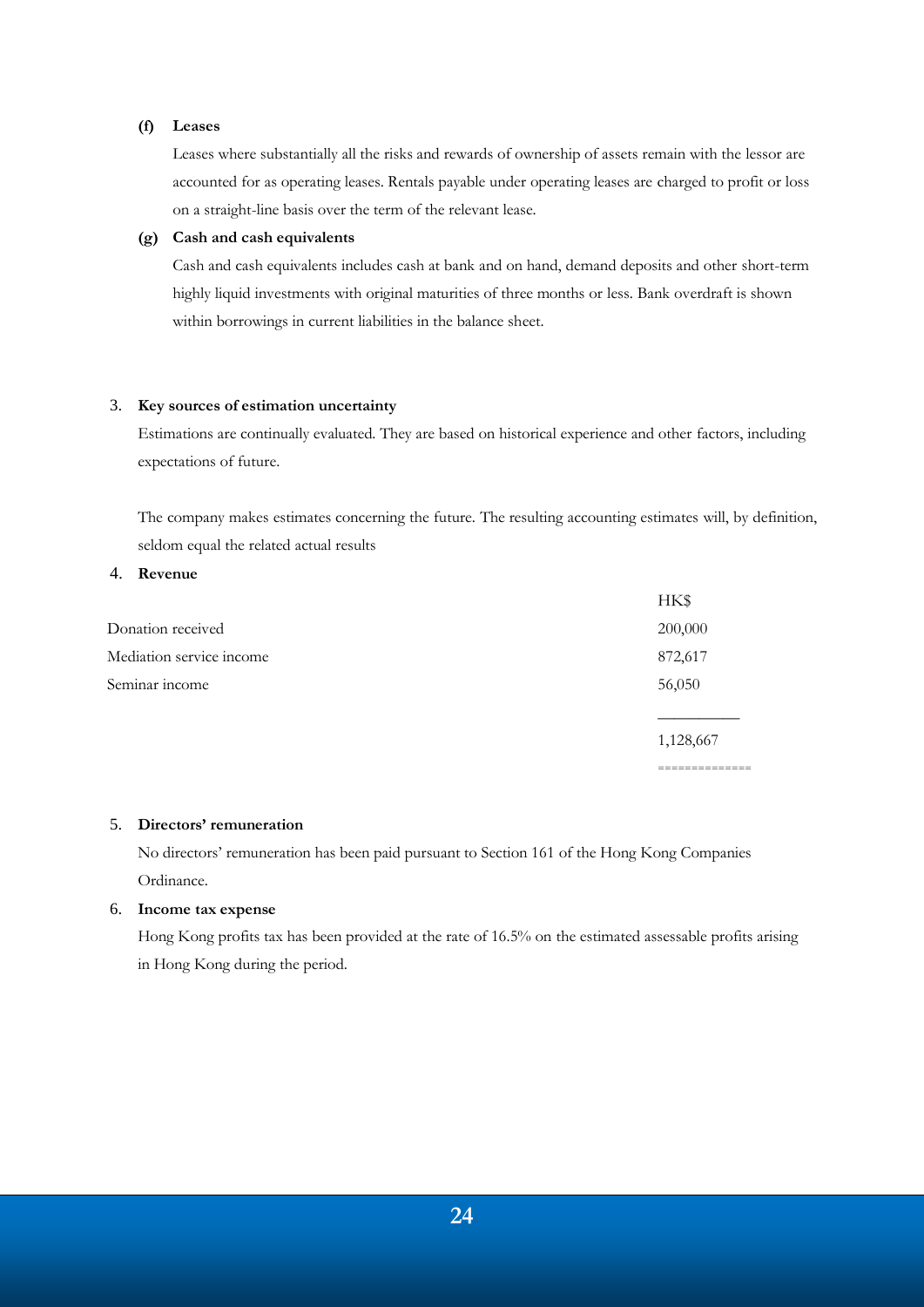**(f) Leases**

Leases where substantially all the risks and rewards of ownership of assets remain with the lessor are accounted for as operating leases. Rentals payable under operating leases are charged to profit or loss on a straight-line basis over the term of the relevant lease.

**(g) Cash and cash equivalents**

Cash and cash equivalents includes cash at bank and on hand, demand deposits and other short-term highly liquid investments with original maturities of three months or less. Bank overdraft is shown within borrowings in current liabilities in the balance sheet.

3. **Key sources of estimation uncertainty**

Estimations are continually evaluated. They are based on historical experience and other factors, including expectations of future.

The company makes estimates concerning the future. The resulting accounting estimates will, by definition, seldom equal the related actual results

4. **Revenue**

| | HK$ |
|---|---|
| Donation received | 200,000 |
| Mediation service income | 872,617 |
| Seminar income | 56,050 |
| | 1,128,667 |

5. **Directors' remuneration**

No directors' remuneration has been paid pursuant to Section 161 of the Hong Kong Companies Ordinance.

6. **Income tax expense**

Hong Kong profits tax has been provided at the rate of 16.5% on the estimated assessable profits arising in Hong Kong during the period.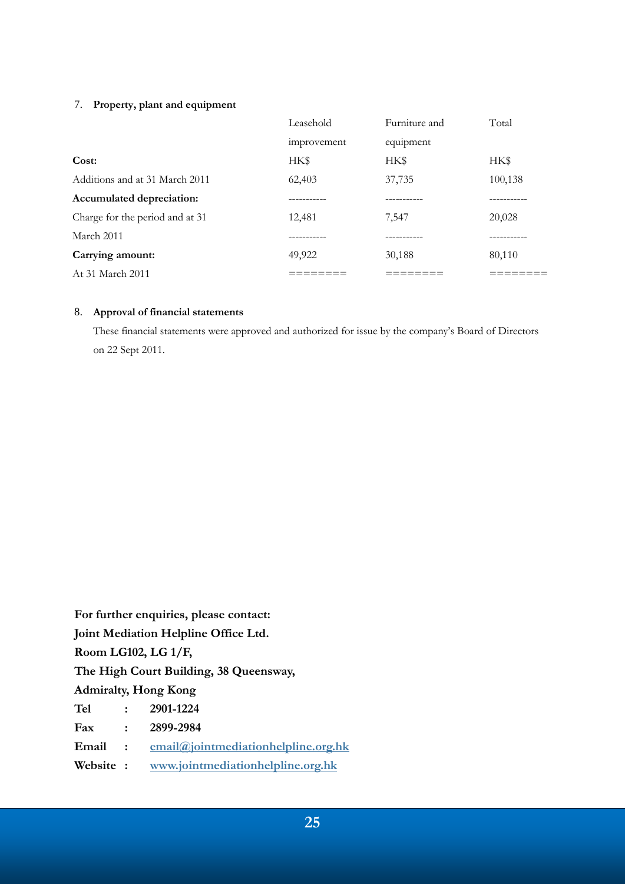7. **Property, plant and equipment**

| | Leasehold improvement | Furniture and equipment | Total |
|---|---|---|---|
| **Cost:** | HK$ | HK$ | HK$ |
| Additions and at 31 March 2011 | 62,403 | 37,735 | 100,138 |
| **Accumulated depreciation:** | ----------- | ----------- | ----------- |
| Charge for the period and at 31 March 2011 | 12,481 | 7,547 | 20,028 |
| | ----------- | ----------- | ----------- |
| **Carrying amount:** | 49,922 | 30,188 | 80,110 |
| At 31 March 2011 | ======== | ======== | ======== |

8. **Approval of financial statements**

These financial statements were approved and authorized for issue by the company's Board of Directors on 22 Sept 2011.

**For further enquiries, please contact:**
**Joint Mediation Helpline Office Ltd.**
**Room LG102, LG 1/F,**
**The High Court Building, 38 Queensway,**
**Admiralty, Hong Kong**

**Tel : 2901-1224**
**Fax : 2899-2984**
**Email : email@jointmediationhelpline.org.hk**
**Website : www.jointmediationhelpline.org.hk**